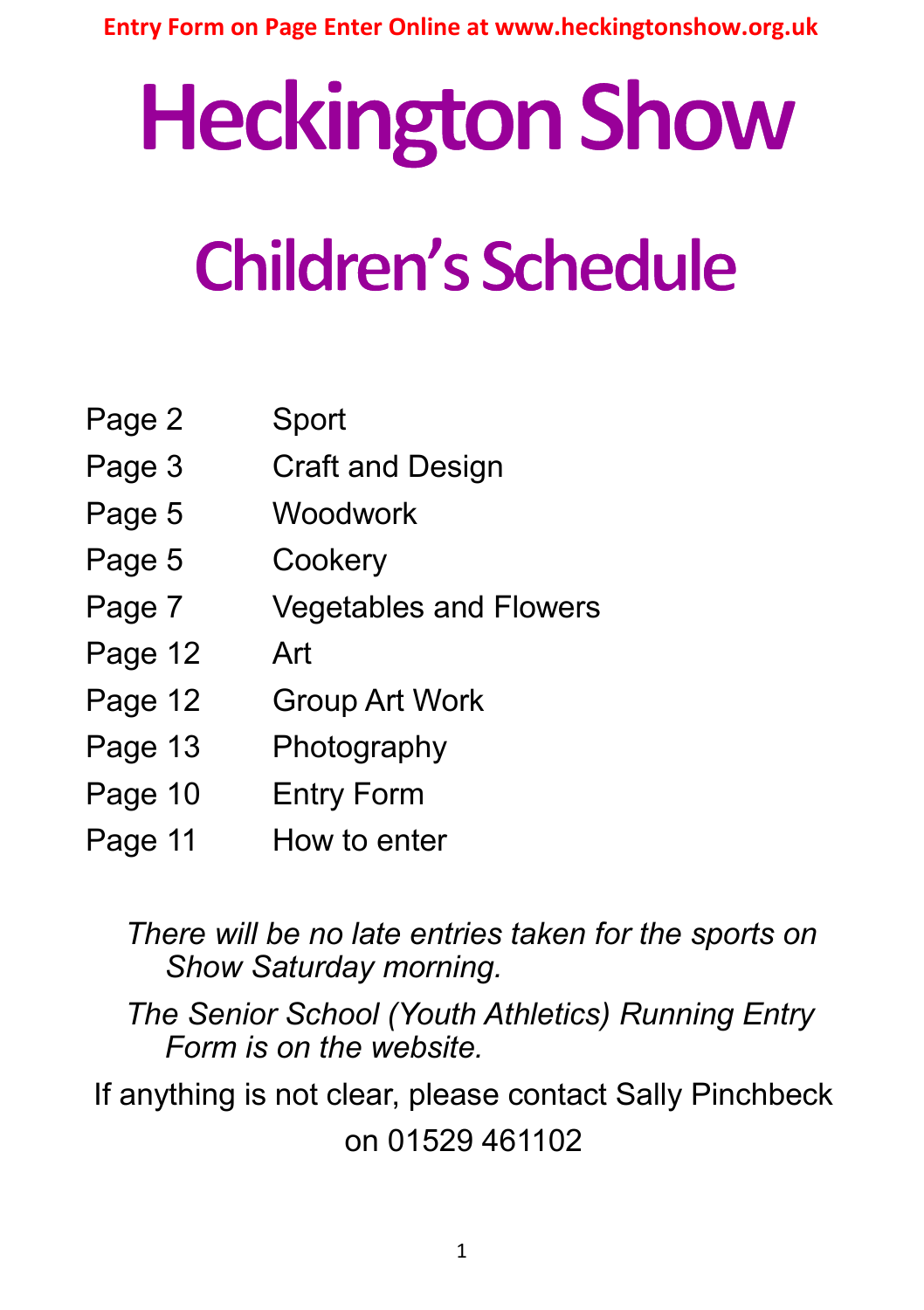Entry Form on Page Enter Online at www.heckingtonshow.org.uk

# Heckington Show

## Children's Schedule

| | |
|---|---|
| Page 2 | Sport |
| Page 3 | Craft and Design |
| Page 5 | Woodwork |
| Page 5 | Cookery |
| Page 7 | Vegetables and Flowers |
| Page 12 | Art |
| Page 12 | Group Art Work |
| Page 13 | Photography |
| Page 10 | Entry Form |
| Page 11 | How to enter |

*There will be no late entries taken for the sports on Show Saturday morning.*

*The Senior School (Youth Athletics) Running Entry Form is on the website.*

If anything is not clear, please contact Sally Pinchbeck on 01529 461102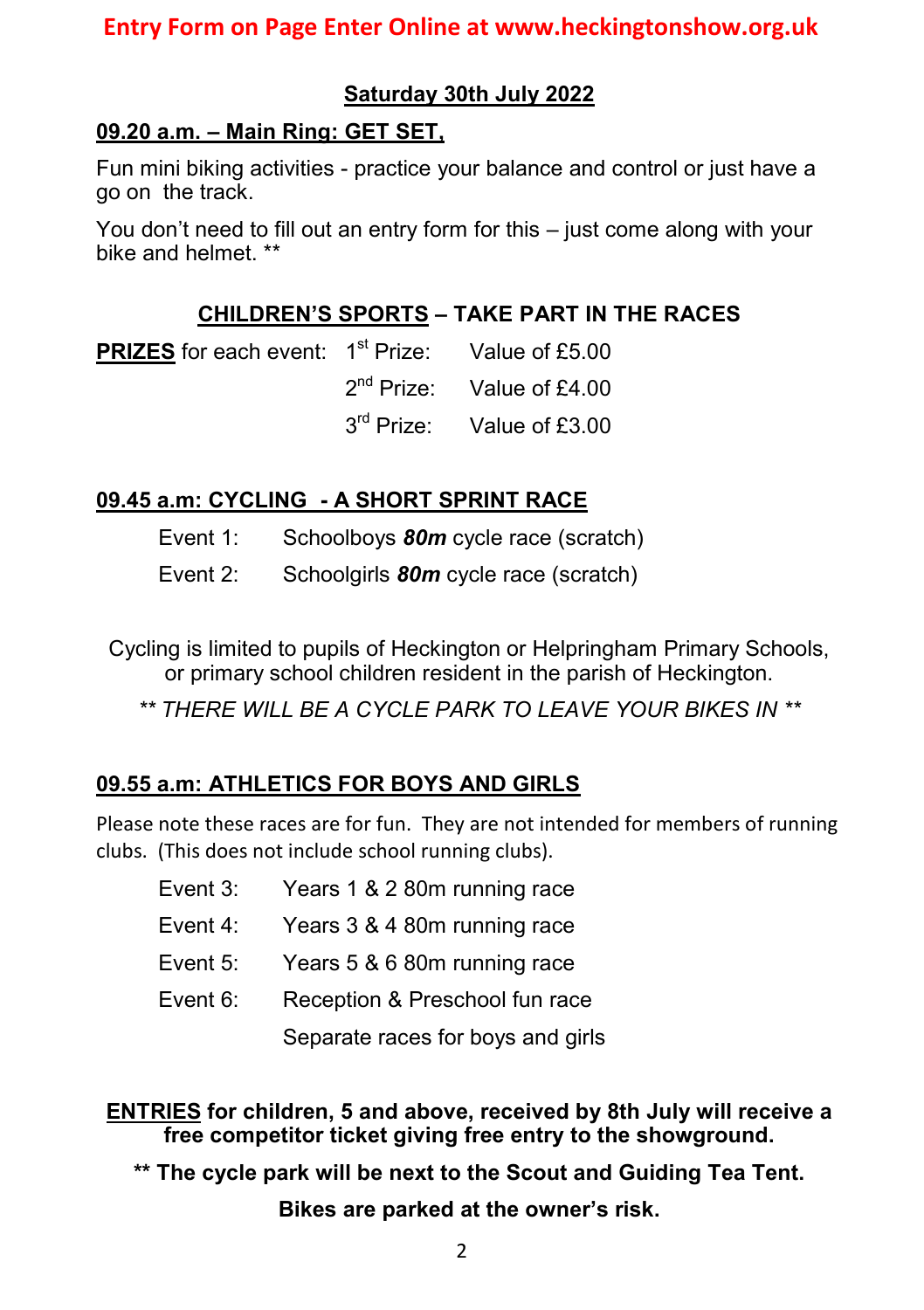**Entry Form on Page Enter Online at www.heckingtonshow.org.uk**

## Saturday 30th July 2022

### 09.20 a.m. – Main Ring: GET SET,

Fun mini biking activities - practice your balance and control or just have a go on the track.

You don't need to fill out an entry form for this – just come along with your bike and helmet. **

## CHILDREN'S SPORTS – TAKE PART IN THE RACES

| | | |
|---|---|---|
| **PRIZES** for each event: | 1st Prize: | Value of £5.00 |
| | 2nd Prize: | Value of £4.00 |
| | 3rd Prize: | Value of £3.00 |

### 09.45 a.m: CYCLING - A SHORT SPRINT RACE

- Event 1: Schoolboys ***80m*** cycle race (scratch)
- Event 2: Schoolgirls ***80m*** cycle race (scratch)

Cycling is limited to pupils of Heckington or Helpringham Primary Schools, or primary school children resident in the parish of Heckington.

*** THERE WILL BE A CYCLE PARK TO LEAVE YOUR BIKES IN ***

### 09.55 a.m: ATHLETICS FOR BOYS AND GIRLS

Please note these races are for fun. They are not intended for members of running clubs. (This does not include school running clubs).

- Event 3: Years 1 & 2 80m running race
- Event 4: Years 3 & 4 80m running race
- Event 5: Years 5 & 6 80m running race
- Event 6: Reception & Preschool fun race
  Separate races for boys and girls

**ENTRIES for children, 5 and above, received by 8th July will receive a free competitor ticket giving free entry to the showground.**

**** The cycle park will be next to the Scout and Guiding Tea Tent.**

**Bikes are parked at the owner's risk.**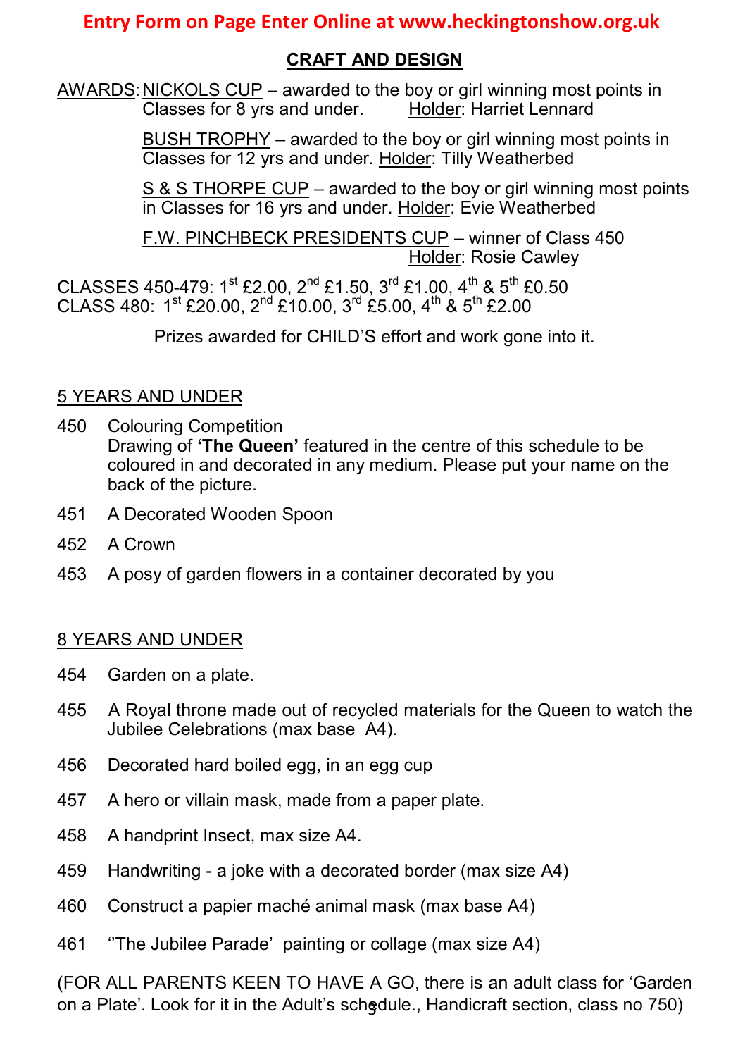**Entry Form on Page Enter Online at www.heckingtonshow.org.uk**

## CRAFT AND DESIGN

AWARDS: NICKOLS CUP – awarded to the boy or girl winning most points in Classes for 8 yrs and under. Holder: Harriet Lennard

BUSH TROPHY – awarded to the boy or girl winning most points in Classes for 12 yrs and under. Holder: Tilly Weatherbed

S & S THORPE CUP – awarded to the boy or girl winning most points in Classes for 16 yrs and under. Holder: Evie Weatherbed

F.W. PINCHBECK PRESIDENTS CUP – winner of Class 450 Holder: Rosie Cawley

CLASSES 450-479: 1st £2.00, 2nd £1.50, 3rd £1.00, 4th & 5th £0.50
CLASS 480: 1st £20.00, 2nd £10.00, 3rd £5.00, 4th & 5th £2.00

Prizes awarded for CHILD'S effort and work gone into it.

### 5 YEARS AND UNDER

450 Colouring Competition
Drawing of **'The Queen'** featured in the centre of this schedule to be coloured in and decorated in any medium. Please put your name on the back of the picture.

451 A Decorated Wooden Spoon

452 A Crown

453 A posy of garden flowers in a container decorated by you

### 8 YEARS AND UNDER

454 Garden on a plate.

455 A Royal throne made out of recycled materials for the Queen to watch the Jubilee Celebrations (max base A4).

456 Decorated hard boiled egg, in an egg cup

457 A hero or villain mask, made from a paper plate.

458 A handprint Insect, max size A4.

459 Handwriting - a joke with a decorated border (max size A4)

460 Construct a papier maché animal mask (max base A4)

461 ''The Jubilee Parade' painting or collage (max size A4)

(FOR ALL PARENTS KEEN TO HAVE A GO, there is an adult class for 'Garden on a Plate'. Look for it in the Adult's schedule., Handicraft section, class no 750)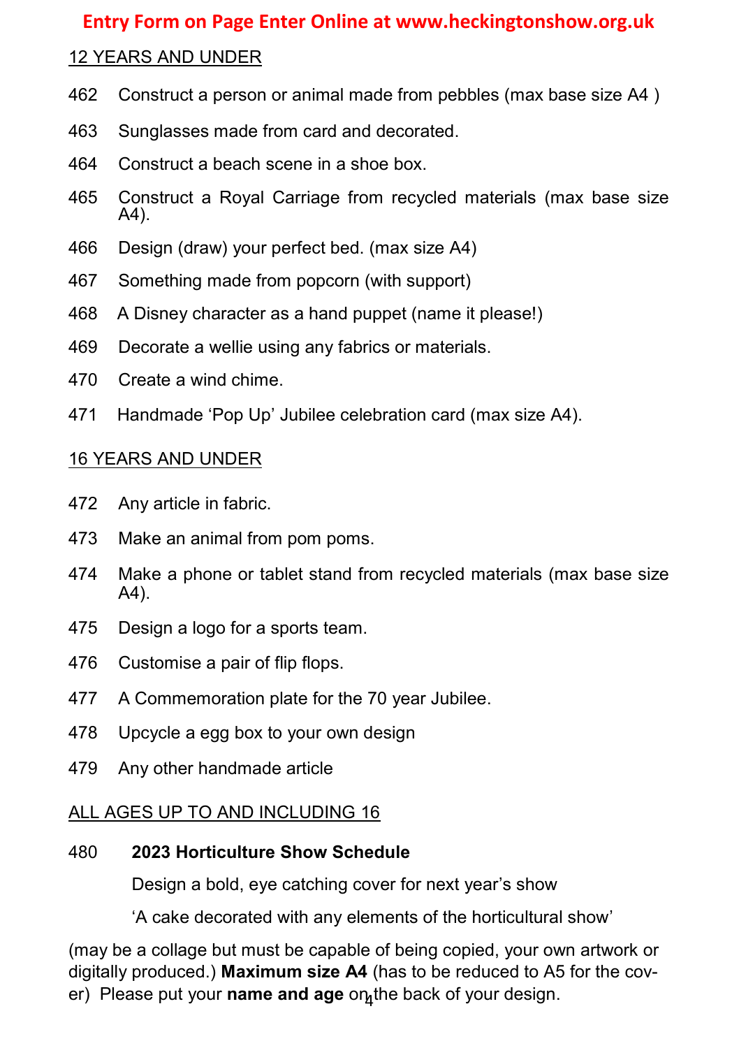**Entry Form on Page Enter Online at www.heckingtonshow.org.uk**

12 YEARS AND UNDER

462 Construct a person or animal made from pebbles (max base size A4 )

463 Sunglasses made from card and decorated.

464 Construct a beach scene in a shoe box.

465 Construct a Royal Carriage from recycled materials (max base size A4).

466 Design (draw) your perfect bed. (max size A4)

467 Something made from popcorn (with support)

468 A Disney character as a hand puppet (name it please!)

469 Decorate a wellie using any fabrics or materials.

470 Create a wind chime.

471 Handmade 'Pop Up' Jubilee celebration card (max size A4).

16 YEARS AND UNDER

472 Any article in fabric.

473 Make an animal from pom poms.

474 Make a phone or tablet stand from recycled materials (max base size A4).

475 Design a logo for a sports team.

476 Customise a pair of flip flops.

477 A Commemoration plate for the 70 year Jubilee.

478 Upcycle a egg box to your own design

479 Any other handmade article

ALL AGES UP TO AND INCLUDING 16

480 **2023 Horticulture Show Schedule**

Design a bold, eye catching cover for next year's show

'A cake decorated with any elements of the horticultural show'

(may be a collage but must be capable of being copied, your own artwork or digitally produced.) **Maximum size A4** (has to be reduced to A5 for the cover) Please put your **name and age** on the back of your design.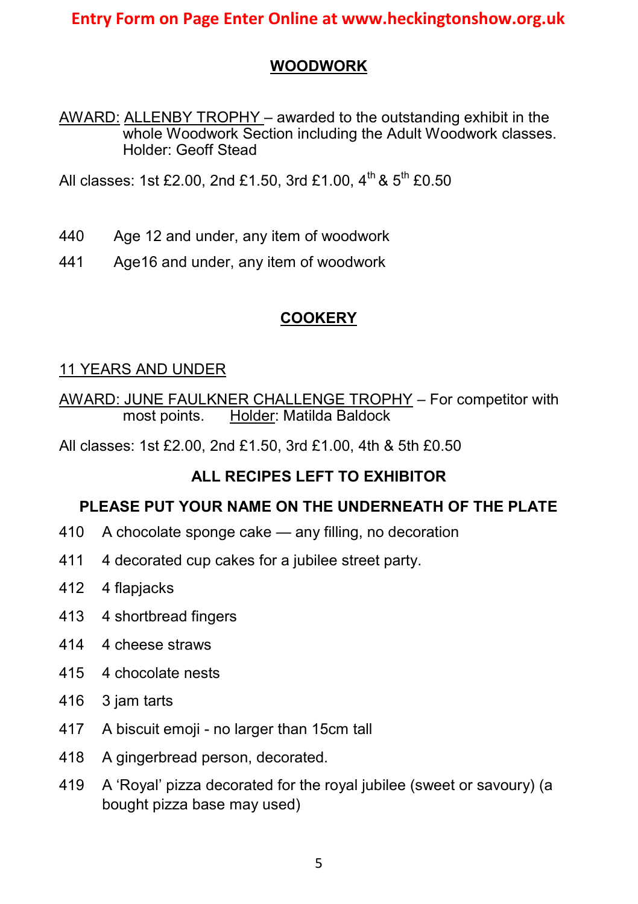**Entry Form on Page Enter Online at www.heckingtonshow.org.uk**

## WOODWORK

AWARD: ALLENBY TROPHY – awarded to the outstanding exhibit in the whole Woodwork Section including the Adult Woodwork classes. Holder: Geoff Stead

All classes: 1st £2.00, 2nd £1.50, 3rd £1.00, 4th & 5th £0.50

440 Age 12 and under, any item of woodwork

441 Age16 and under, any item of woodwork

## COOKERY

### 11 YEARS AND UNDER

AWARD: JUNE FAULKNER CHALLENGE TROPHY – For competitor with most points. Holder: Matilda Baldock

All classes: 1st £2.00, 2nd £1.50, 3rd £1.00, 4th & 5th £0.50

**ALL RECIPES LEFT TO EXHIBITOR**

**PLEASE PUT YOUR NAME ON THE UNDERNEATH OF THE PLATE**

410 A chocolate sponge cake — any filling, no decoration

411 4 decorated cup cakes for a jubilee street party.

412 4 flapjacks

413 4 shortbread fingers

414 4 cheese straws

415 4 chocolate nests

416 3 jam tarts

417 A biscuit emoji - no larger than 15cm tall

418 A gingerbread person, decorated.

419 A ‘Royal’ pizza decorated for the royal jubilee (sweet or savoury) (a bought pizza base may used)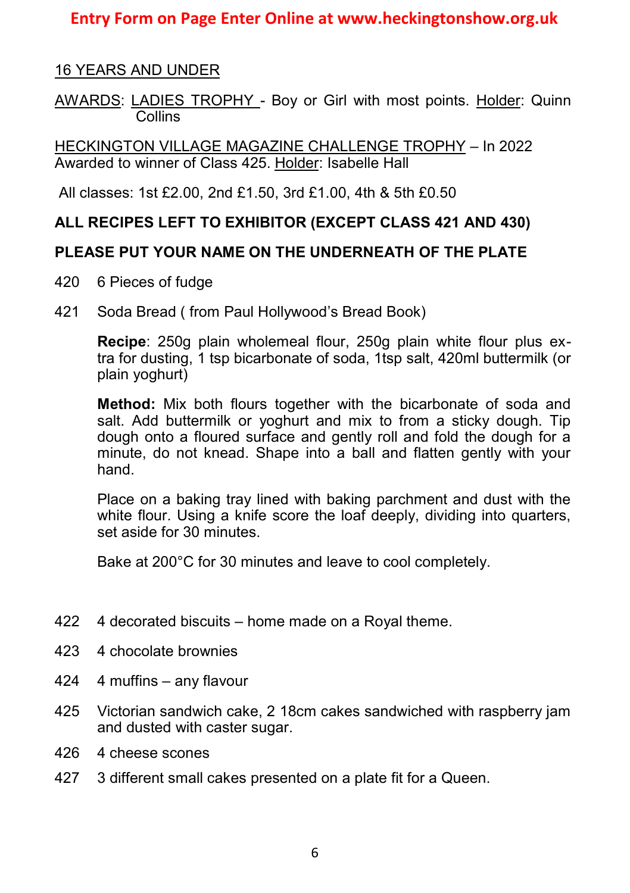**Entry Form on Page Enter Online at www.heckingtonshow.org.uk**

## 16 YEARS AND UNDER

AWARDS: LADIES TROPHY - Boy or Girl with most points. Holder: Quinn Collins

HECKINGTON VILLAGE MAGAZINE CHALLENGE TROPHY – In 2022 Awarded to winner of Class 425. Holder: Isabelle Hall

All classes: 1st £2.00, 2nd £1.50, 3rd £1.00, 4th & 5th £0.50

**ALL RECIPES LEFT TO EXHIBITOR (EXCEPT CLASS 421 AND 430)**

**PLEASE PUT YOUR NAME ON THE UNDERNEATH OF THE PLATE**

420 6 Pieces of fudge

421 Soda Bread ( from Paul Hollywood's Bread Book)

**Recipe**: 250g plain wholemeal flour, 250g plain white flour plus extra for dusting, 1 tsp bicarbonate of soda, 1tsp salt, 420ml buttermilk (or plain yoghurt)

**Method:** Mix both flours together with the bicarbonate of soda and salt. Add buttermilk or yoghurt and mix to from a sticky dough. Tip dough onto a floured surface and gently roll and fold the dough for a minute, do not knead. Shape into a ball and flatten gently with your hand.

Place on a baking tray lined with baking parchment and dust with the white flour. Using a knife score the loaf deeply, dividing into quarters, set aside for 30 minutes.

Bake at 200°C for 30 minutes and leave to cool completely.

422 4 decorated biscuits – home made on a Royal theme.

423 4 chocolate brownies

424 4 muffins – any flavour

425 Victorian sandwich cake, 2 18cm cakes sandwiched with raspberry jam and dusted with caster sugar.

426 4 cheese scones

427 3 different small cakes presented on a plate fit for a Queen.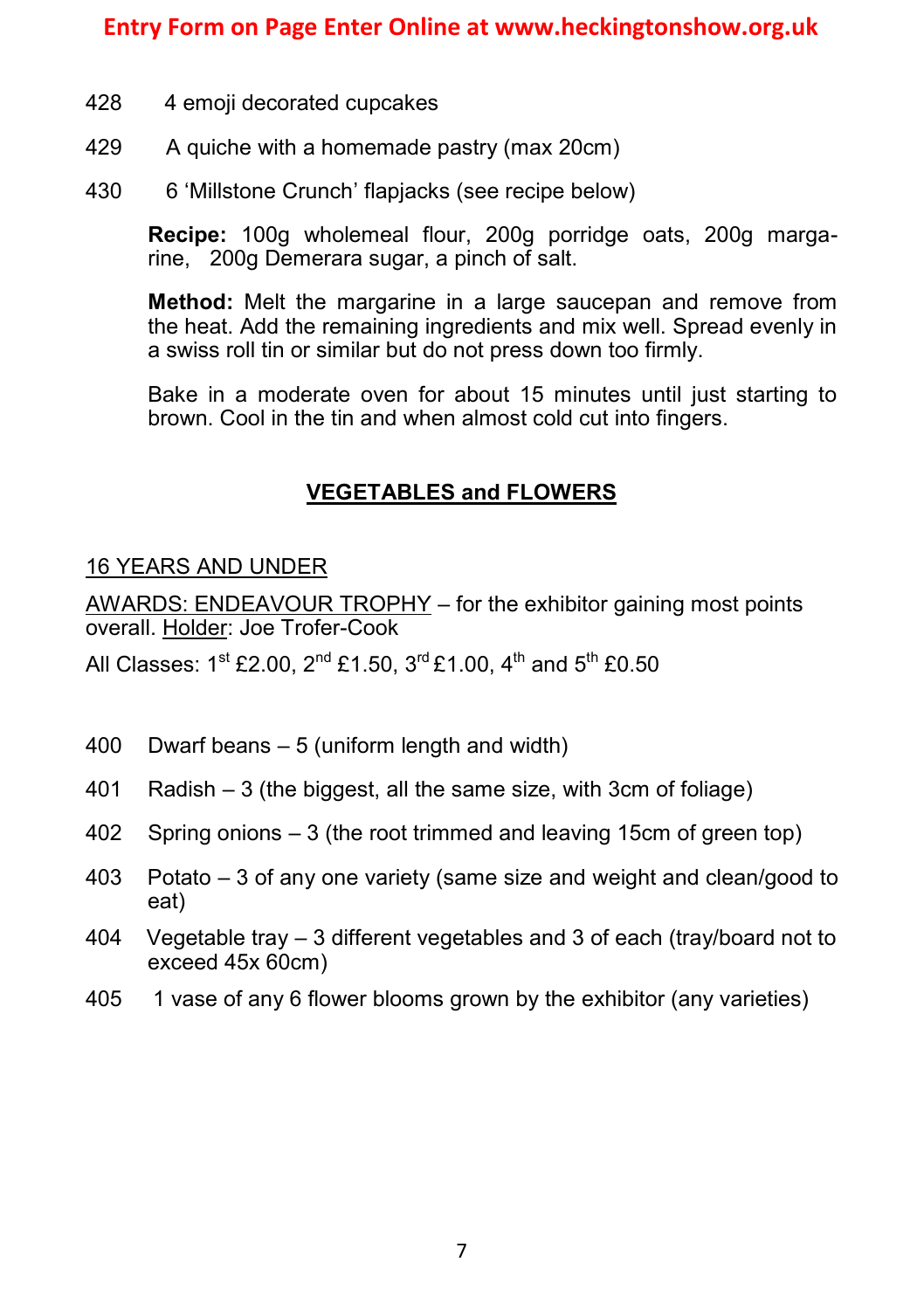428 4 emoji decorated cupcakes

429 A quiche with a homemade pastry (max 20cm)

430 6 'Millstone Crunch' flapjacks (see recipe below)

**Recipe:** 100g wholemeal flour, 200g porridge oats, 200g margarine, 200g Demerara sugar, a pinch of salt.

**Method:** Melt the margarine in a large saucepan and remove from the heat. Add the remaining ingredients and mix well. Spread evenly in a swiss roll tin or similar but do not press down too firmly.

Bake in a moderate oven for about 15 minutes until just starting to brown. Cool in the tin and when almost cold cut into fingers.

## VEGETABLES and FLOWERS

16 YEARS AND UNDER

AWARDS: ENDEAVOUR TROPHY – for the exhibitor gaining most points overall. Holder: Joe Trofer-Cook

All Classes: 1st £2.00, 2nd £1.50, 3rd £1.00, 4th and 5th £0.50

400 Dwarf beans – 5 (uniform length and width)

401 Radish – 3 (the biggest, all the same size, with 3cm of foliage)

402 Spring onions – 3 (the root trimmed and leaving 15cm of green top)

403 Potato – 3 of any one variety (same size and weight and clean/good to eat)

404 Vegetable tray – 3 different vegetables and 3 of each (tray/board not to exceed 45x 60cm)

405 1 vase of any 6 flower blooms grown by the exhibitor (any varieties)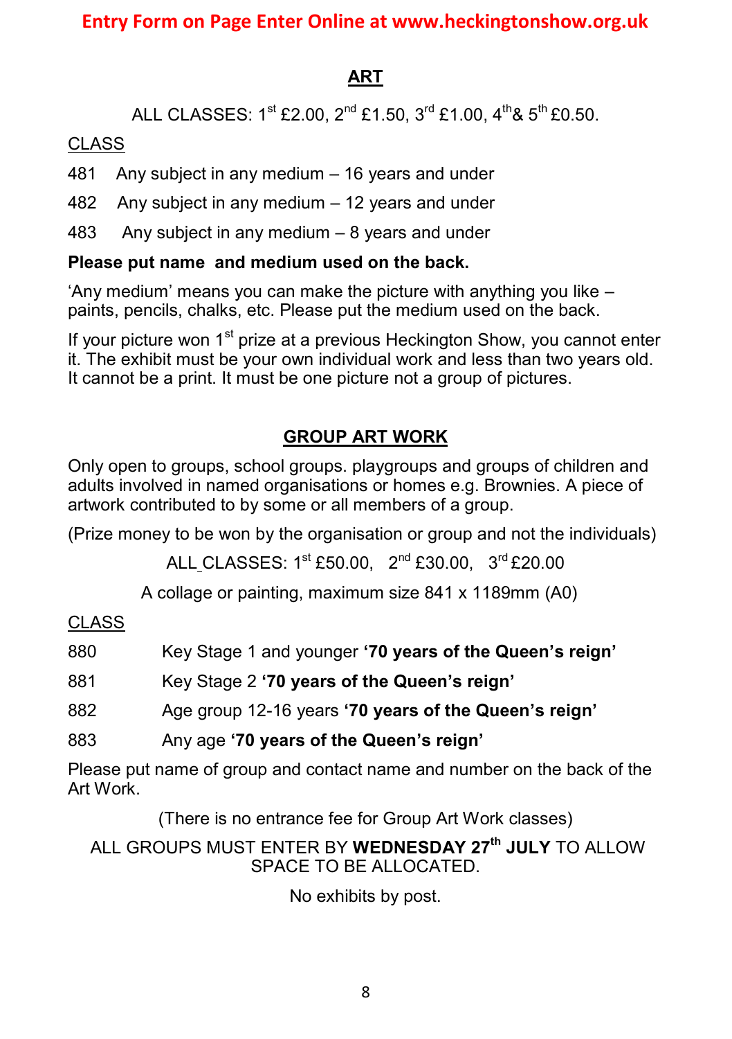**Entry Form on Page Enter Online at www.heckingtonshow.org.uk**

## ART

ALL CLASSES: 1st £2.00, 2nd £1.50, 3rd £1.00, 4th& 5th £0.50.

CLASS

481 Any subject in any medium – 16 years and under

482 Any subject in any medium – 12 years and under

483 Any subject in any medium – 8 years and under

**Please put name and medium used on the back.**

'Any medium' means you can make the picture with anything you like – paints, pencils, chalks, etc. Please put the medium used on the back.

If your picture won 1st prize at a previous Heckington Show, you cannot enter it. The exhibit must be your own individual work and less than two years old. It cannot be a print. It must be one picture not a group of pictures.

## GROUP ART WORK

Only open to groups, school groups. playgroups and groups of children and adults involved in named organisations or homes e.g. Brownies. A piece of artwork contributed to by some or all members of a group.

(Prize money to be won by the organisation or group and not the individuals)

ALL CLASSES: 1st £50.00, 2nd £30.00, 3rd £20.00

A collage or painting, maximum size 841 x 1189mm (A0)

CLASS

880 Key Stage 1 and younger **'70 years of the Queen's reign'**

881 Key Stage 2 **'70 years of the Queen's reign'**

882 Age group 12-16 years **'70 years of the Queen's reign'**

883 Any age **'70 years of the Queen's reign'**

Please put name of group and contact name and number on the back of the Art Work.

(There is no entrance fee for Group Art Work classes)

ALL GROUPS MUST ENTER BY **WEDNESDAY 27th JULY** TO ALLOW SPACE TO BE ALLOCATED.

No exhibits by post.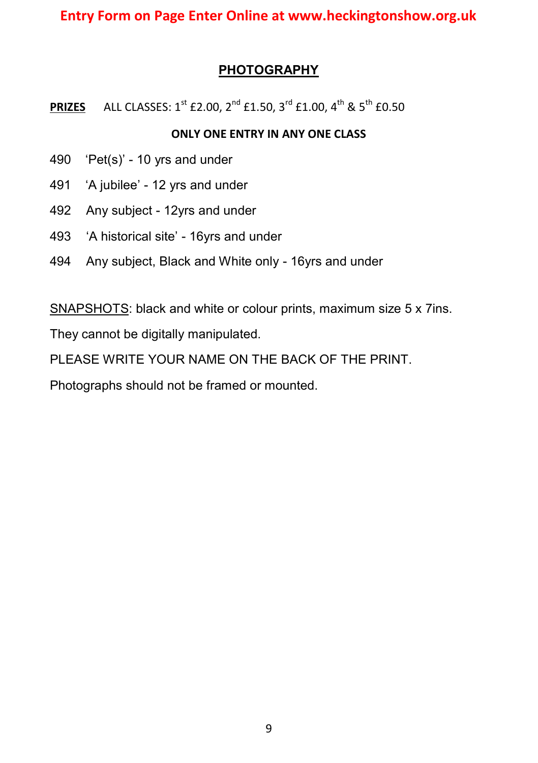Entry Form on Page Enter Online at www.heckingtonshow.org.uk

## PHOTOGRAPHY

**PRIZES** ALL CLASSES: 1st £2.00, 2nd £1.50, 3rd £1.00, 4th & 5th £0.50

**ONLY ONE ENTRY IN ANY ONE CLASS**

490 'Pet(s)' - 10 yrs and under

491 'A jubilee' - 12 yrs and under

492 Any subject - 12yrs and under

493 'A historical site' - 16yrs and under

494 Any subject, Black and White only - 16yrs and under

SNAPSHOTS: black and white or colour prints, maximum size 5 x 7ins.

They cannot be digitally manipulated.

PLEASE WRITE YOUR NAME ON THE BACK OF THE PRINT.

Photographs should not be framed or mounted.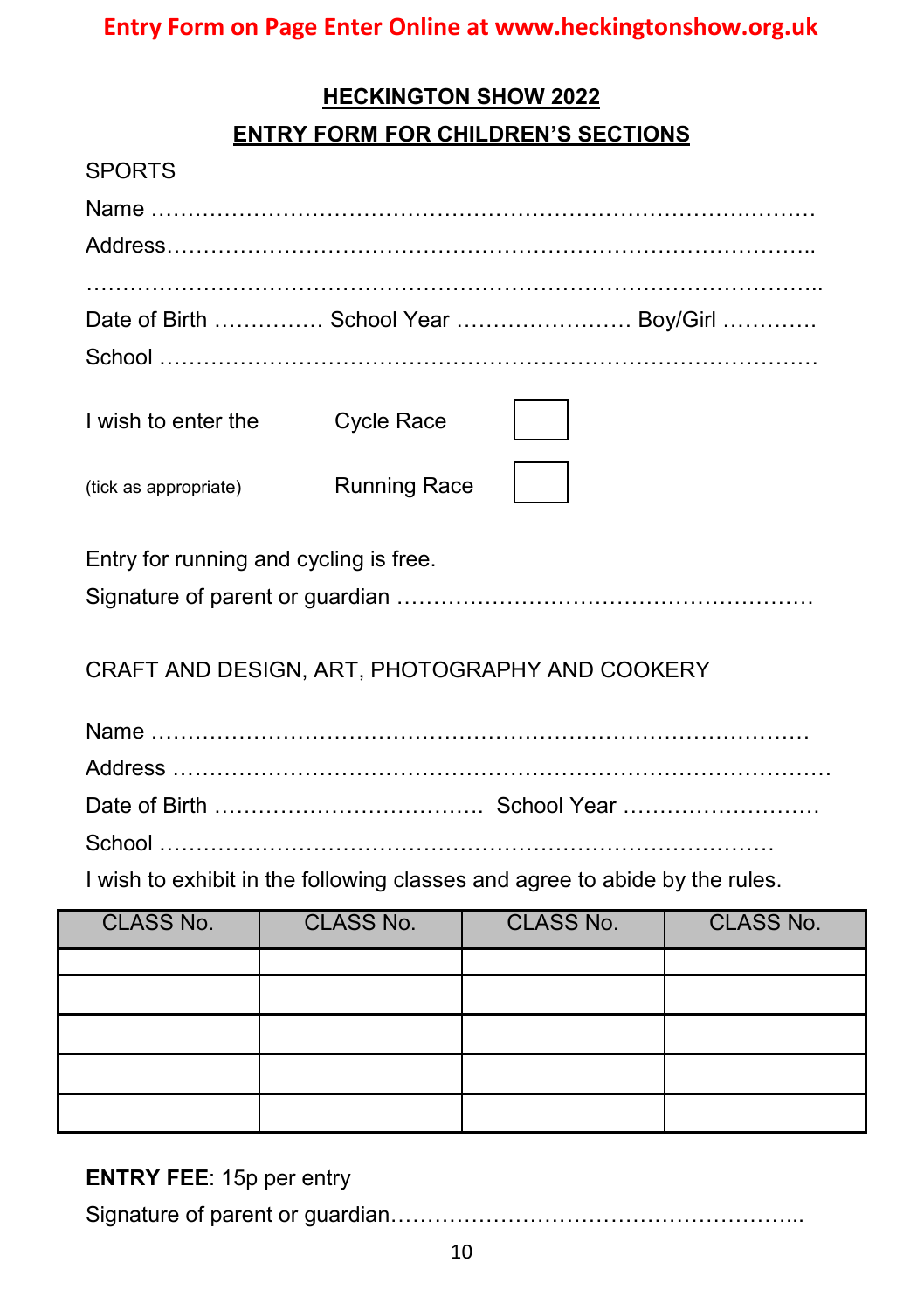Entry Form on Page Enter Online at www.heckingtonshow.org.uk

## HECKINGTON SHOW 2022

## ENTRY FORM FOR CHILDREN'S SECTIONS

SPORTS

Name ……………………………………………………………………………….

Address……………………………………………………………………………..

……………………………………………………………………………………..

Date of Birth …………… School Year …………………… Boy/Girl ………….

School ……………………………………………………………………………

I wish to enter the    Cycle Race ☐

(tick as appropriate)    Running Race ☐

Entry for running and cycling is free.

Signature of parent or guardian ……………………………………………….

CRAFT AND DESIGN, ART, PHOTOGRAPHY AND COOKERY

Name ……………………………………………………………………………

Address ……………………………………………………………………………

Date of Birth ……………………………… School Year ………………………

School ………………………………………………………………………

I wish to exhibit in the following classes and agree to abide by the rules.

| CLASS No. | CLASS No. | CLASS No. | CLASS No. |
|---|---|---|---|
| | | | |
| | | | |
| | | | |
| | | | |
| | | | |

**ENTRY FEE**: 15p per entry

Signature of parent or guardian………………………………………………...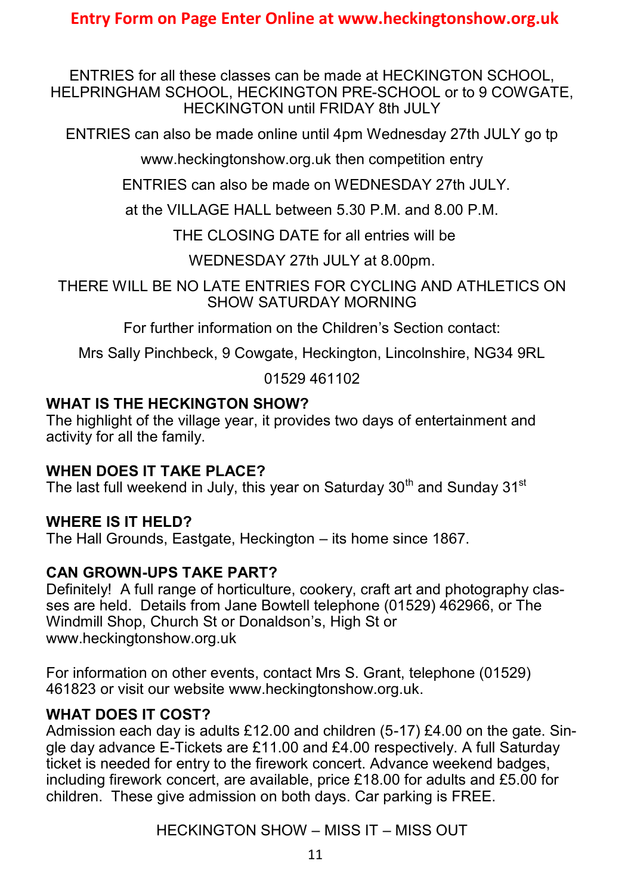**Entry Form on Page Enter Online at www.heckingtonshow.org.uk**

ENTRIES for all these classes can be made at HECKINGTON SCHOOL, HELPRINGHAM SCHOOL, HECKINGTON PRE-SCHOOL or to 9 COWGATE, HECKINGTON until FRIDAY 8th JULY

ENTRIES can also be made online until 4pm Wednesday 27th JULY go tp

www.heckingtonshow.org.uk then competition entry

ENTRIES can also be made on WEDNESDAY 27th JULY.

at the VILLAGE HALL between 5.30 P.M. and 8.00 P.M.

THE CLOSING DATE for all entries will be

WEDNESDAY 27th JULY at 8.00pm.

THERE WILL BE NO LATE ENTRIES FOR CYCLING AND ATHLETICS ON SHOW SATURDAY MORNING

For further information on the Children's Section contact:

Mrs Sally Pinchbeck, 9 Cowgate, Heckington, Lincolnshire, NG34 9RL

01529 461102

**WHAT IS THE HECKINGTON SHOW?**
The highlight of the village year, it provides two days of entertainment and activity for all the family.

**WHEN DOES IT TAKE PLACE?**
The last full weekend in July, this year on Saturday 30th and Sunday 31st

**WHERE IS IT HELD?**
The Hall Grounds, Eastgate, Heckington – its home since 1867.

**CAN GROWN-UPS TAKE PART?**
Definitely! A full range of horticulture, cookery, craft art and photography classes are held. Details from Jane Bowtell telephone (01529) 462966, or The Windmill Shop, Church St or Donaldson's, High St or www.heckingtonshow.org.uk

For information on other events, contact Mrs S. Grant, telephone (01529) 461823 or visit our website www.heckingtonshow.org.uk.

**WHAT DOES IT COST?**
Admission each day is adults £12.00 and children (5-17) £4.00 on the gate. Single day advance E-Tickets are £11.00 and £4.00 respectively. A full Saturday ticket is needed for entry to the firework concert. Advance weekend badges, including firework concert, are available, price £18.00 for adults and £5.00 for children. These give admission on both days. Car parking is FREE.

HECKINGTON SHOW – MISS IT – MISS OUT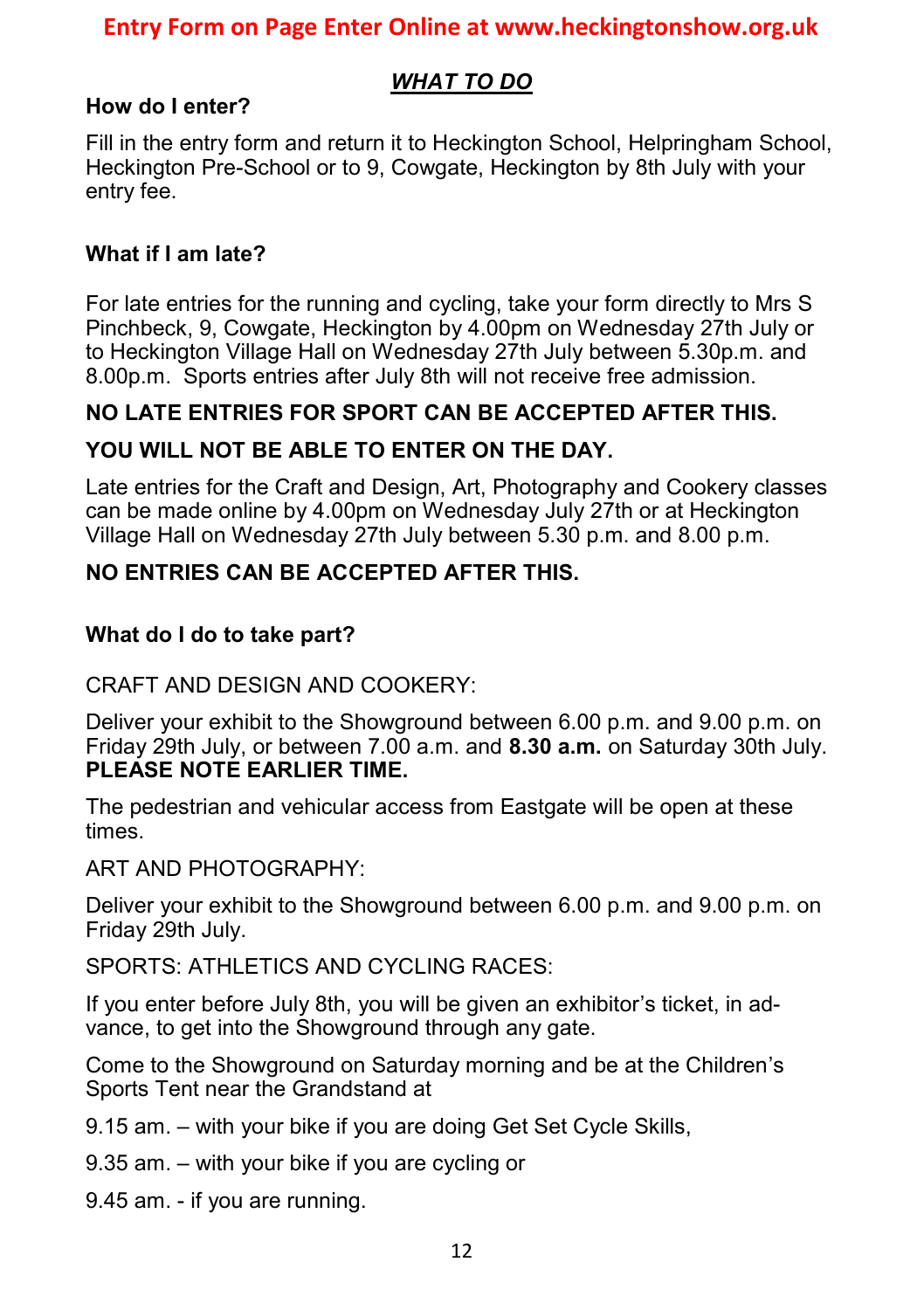**Entry Form on Page Enter Online at www.heckingtonshow.org.uk**

## *WHAT TO DO*

### How do I enter?

Fill in the entry form and return it to Heckington School, Helpringham School, Heckington Pre-School or to 9, Cowgate, Heckington by 8th July with your entry fee.

### What if I am late?

For late entries for the running and cycling, take your form directly to Mrs S Pinchbeck, 9, Cowgate, Heckington by 4.00pm on Wednesday 27th July or to Heckington Village Hall on Wednesday 27th July between 5.30p.m. and 8.00p.m. Sports entries after July 8th will not receive free admission.

**NO LATE ENTRIES FOR SPORT CAN BE ACCEPTED AFTER THIS.**

**YOU WILL NOT BE ABLE TO ENTER ON THE DAY.**

Late entries for the Craft and Design, Art, Photography and Cookery classes can be made online by 4.00pm on Wednesday July 27th or at Heckington Village Hall on Wednesday 27th July between 5.30 p.m. and 8.00 p.m.

**NO ENTRIES CAN BE ACCEPTED AFTER THIS.**

### What do I do to take part?

CRAFT AND DESIGN AND COOKERY:

Deliver your exhibit to the Showground between 6.00 p.m. and 9.00 p.m. on Friday 29th July, or between 7.00 a.m. and **8.30 a.m.** on Saturday 30th July. **PLEASE NOTE EARLIER TIME.**

The pedestrian and vehicular access from Eastgate will be open at these times.

ART AND PHOTOGRAPHY:

Deliver your exhibit to the Showground between 6.00 p.m. and 9.00 p.m. on Friday 29th July.

SPORTS: ATHLETICS AND CYCLING RACES:

If you enter before July 8th, you will be given an exhibitor's ticket, in advance, to get into the Showground through any gate.

Come to the Showground on Saturday morning and be at the Children's Sports Tent near the Grandstand at

9.15 am. – with your bike if you are doing Get Set Cycle Skills,

9.35 am. – with your bike if you are cycling or

9.45 am. - if you are running.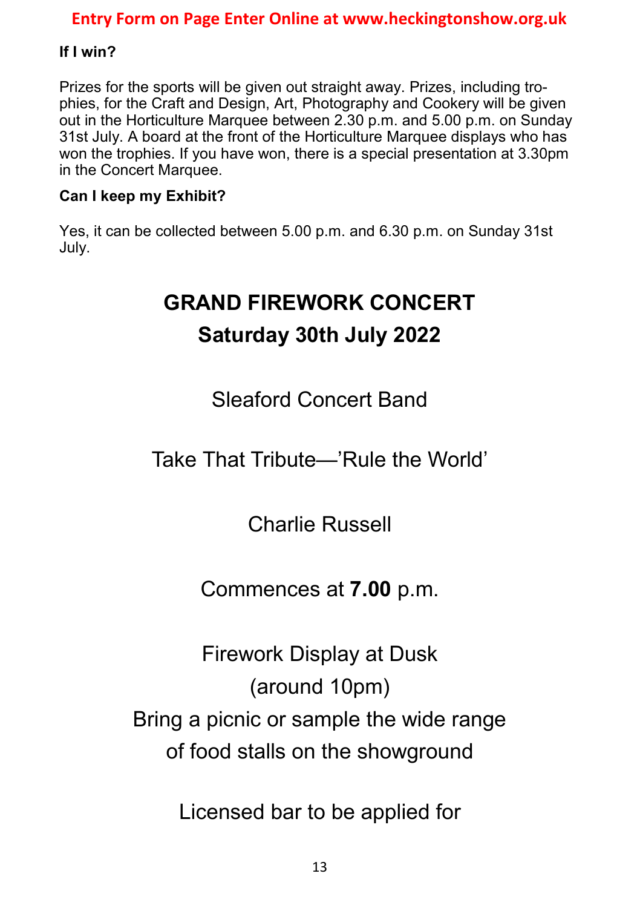**Entry Form on Page Enter Online at www.heckingtonshow.org.uk**

**If I win?**

Prizes for the sports will be given out straight away. Prizes, including trophies, for the Craft and Design, Art, Photography and Cookery will be given out in the Horticulture Marquee between 2.30 p.m. and 5.00 p.m. on Sunday 31st July. A board at the front of the Horticulture Marquee displays who has won the trophies. If you have won, there is a special presentation at 3.30pm in the Concert Marquee.

**Can I keep my Exhibit?**

Yes, it can be collected between 5.00 p.m. and 6.30 p.m. on Sunday 31st July.

# GRAND FIREWORK CONCERT

## Saturday 30th July 2022

Sleaford Concert Band

Take That Tribute—'Rule the World'

Charlie Russell

Commences at **7.00** p.m.

Firework Display at Dusk
(around 10pm)
Bring a picnic or sample the wide range of food stalls on the showground

Licensed bar to be applied for